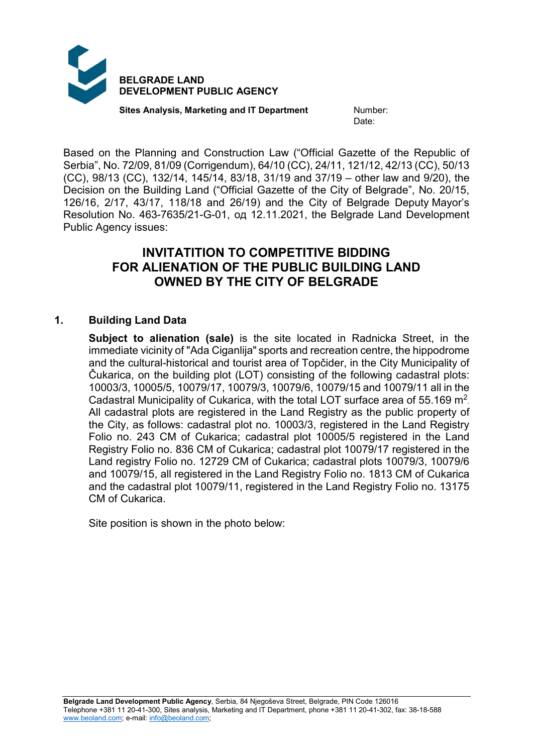**BELGRADE LAND**
**DEVELOPMENT PUBLIC AGENCY**

**Sites Analysis, Marketing and IT Department**

Number:
Date:

Based on the Planning and Construction Law ("Official Gazette of the Republic of Serbia", No. 72/09, 81/09 (Corrigendum), 64/10 (CC), 24/11, 121/12, 42/13 (CC), 50/13 (CC), 98/13 (CC), 132/14, 145/14, 83/18, 31/19 and 37/19 – other law and 9/20), the Decision on the Building Land ("Official Gazette of the City of Belgrade", No. 20/15, 126/16, 2/17, 43/17, 118/18 and 26/19) and the City of Belgrade Deputy Mayor's Resolution No. 463-7635/21-G-01, од 12.11.2021, the Belgrade Land Development Public Agency issues:

# INVITATITION TO COMPETITIVE BIDDING FOR ALIENATION OF THE PUBLIC BUILDING LAND OWNED BY THE CITY OF BELGRADE

## 1. Building Land Data

**Subject to alienation (sale)** is the site located in Radnicka Street, in the immediate vicinity of "Ada Ciganlija" sports and recreation centre, the hippodrome and the cultural-historical and tourist area of Topčider, in the City Municipality of Čukarica, on the building plot (LOT) consisting of the following cadastral plots: 10003/3, 10005/5, 10079/17, 10079/3, 10079/6, 10079/15 and 10079/11 all in the Cadastral Municipality of Cukarica, with the total LOT surface area of 55.169 $m^2$. All cadastral plots are registered in the Land Registry as the public property of the City, as follows: cadastral plot no. 10003/3, registered in the Land Registry Folio no. 243 CM of Cukarica; cadastral plot 10005/5 registered in the Land Registry Folio no. 836 CM of Cukarica; cadastral plot 10079/17 registered in the Land registry Folio no. 12729 CM of Cukarica; cadastral plots 10079/3, 10079/6 and 10079/15, all registered in the Land Registry Folio no. 1813 CM of Cukarica and the cadastral plot 10079/11, registered in the Land Registry Folio no. 13175 CM of Cukarica.

Site position is shown in the photo below: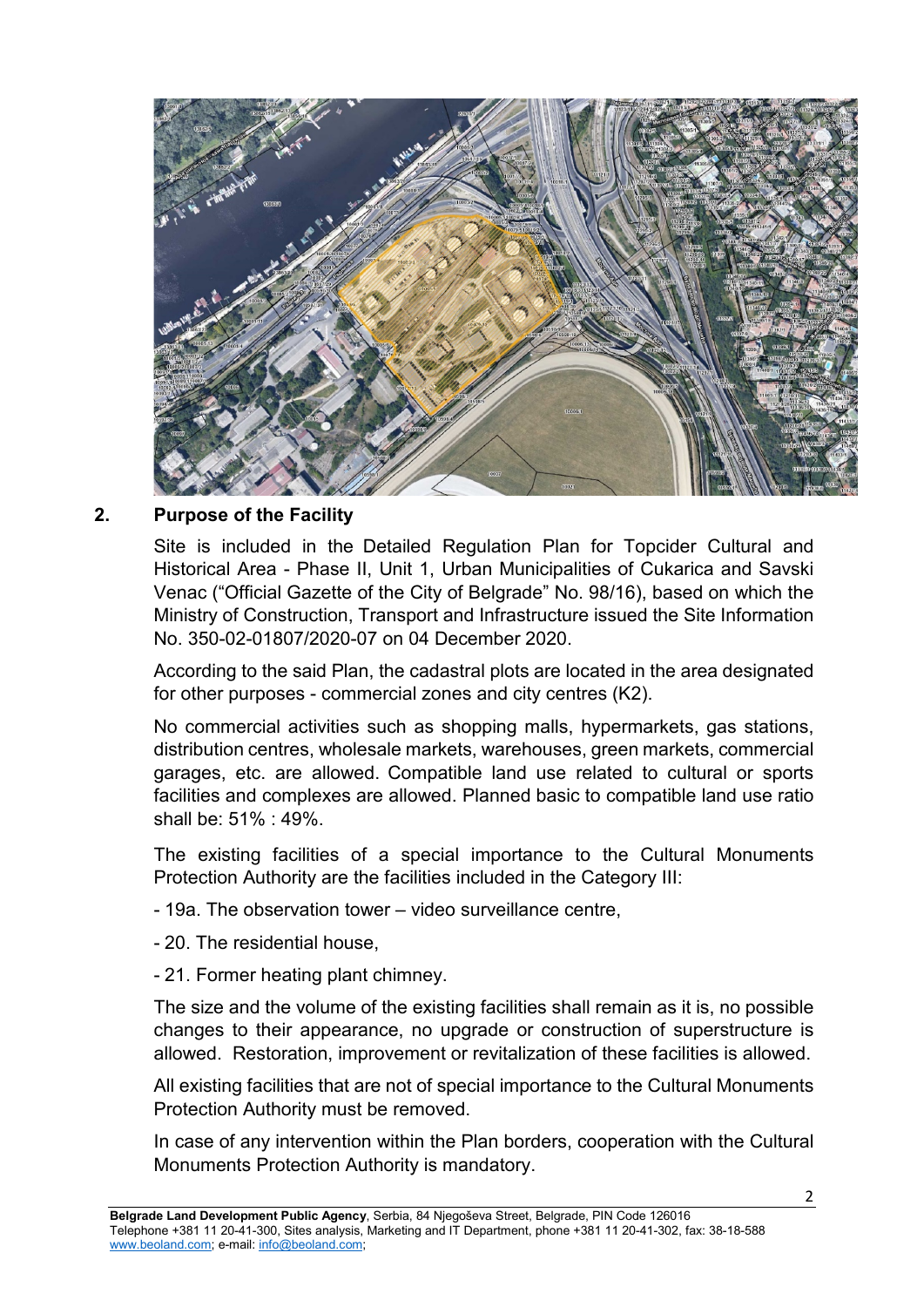## 2. Purpose of the Facility

Site is included in the Detailed Regulation Plan for Topcider Cultural and Historical Area - Phase II, Unit 1, Urban Municipalities of Cukarica and Savski Venac ("Official Gazette of the City of Belgrade" No. 98/16), based on which the Ministry of Construction, Transport and Infrastructure issued the Site Information No. 350-02-01807/2020-07 on 04 December 2020.

According to the said Plan, the cadastral plots are located in the area designated for other purposes - commercial zones and city centres (K2).

No commercial activities such as shopping malls, hypermarkets, gas stations, distribution centres, wholesale markets, warehouses, green markets, commercial garages, etc. are allowed. Compatible land use related to cultural or sports facilities and complexes are allowed. Planned basic to compatible land use ratio shall be: 51% : 49%.

The existing facilities of a special importance to the Cultural Monuments Protection Authority are the facilities included in the Category III:

- 19a. The observation tower – video surveillance centre,
- 20. The residential house,
- 21. Former heating plant chimney.

The size and the volume of the existing facilities shall remain as it is, no possible changes to their appearance, no upgrade or construction of superstructure is allowed. Restoration, improvement or revitalization of these facilities is allowed.

All existing facilities that are not of special importance to the Cultural Monuments Protection Authority must be removed.

In case of any intervention within the Plan borders, cooperation with the Cultural Monuments Protection Authority is mandatory.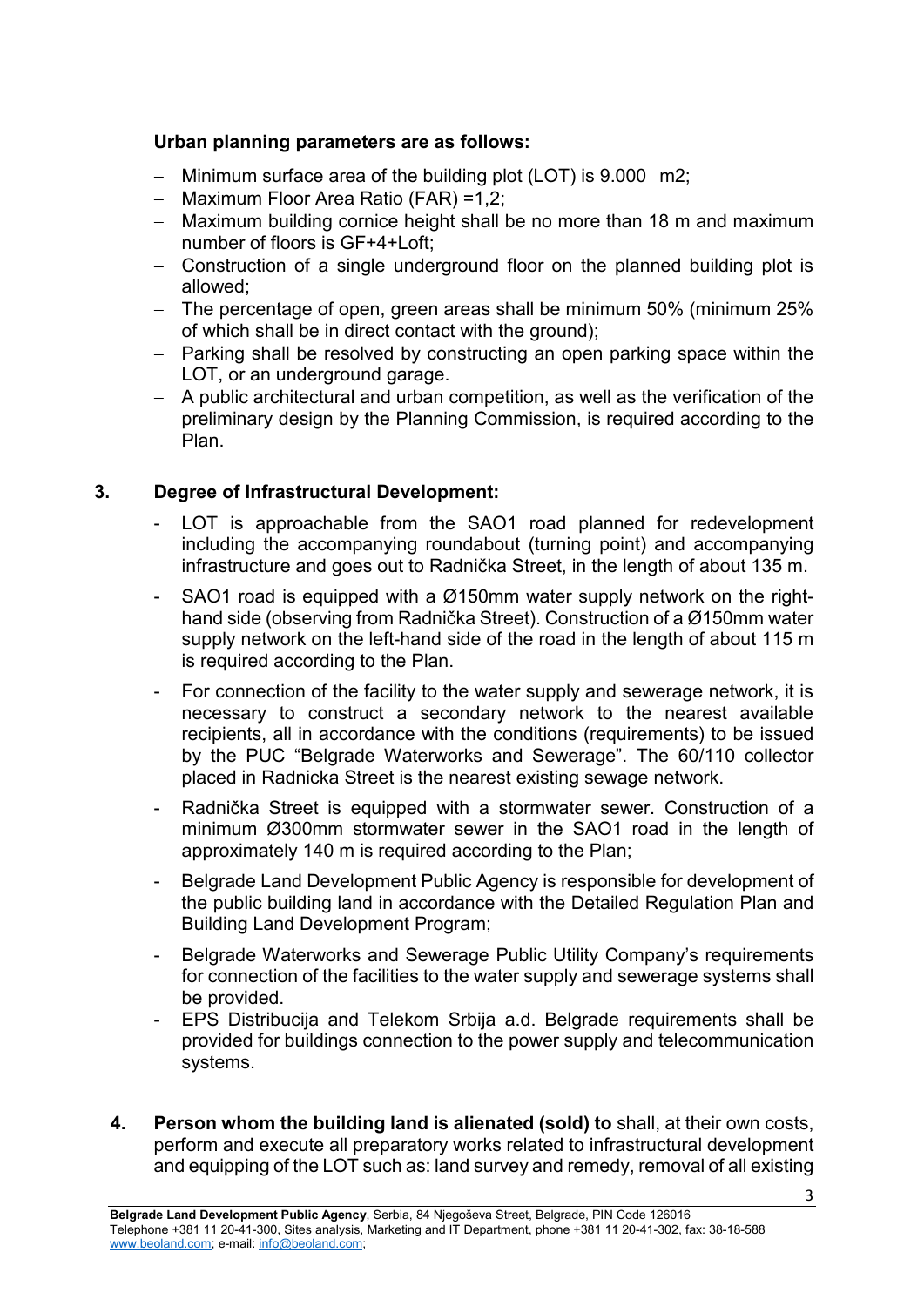**Urban planning parameters are as follows:**

- Minimum surface area of the building plot (LOT) is 9.000 m2;
- Maximum Floor Area Ratio (FAR) =1,2;
- Maximum building cornice height shall be no more than 18 m and maximum number of floors is GF+4+Loft;
- Construction of a single underground floor on the planned building plot is allowed;
- The percentage of open, green areas shall be minimum 50% (minimum 25% of which shall be in direct contact with the ground);
- Parking shall be resolved by constructing an open parking space within the LOT, or an underground garage.
- A public architectural and urban competition, as well as the verification of the preliminary design by the Planning Commission, is required according to the Plan.

**3. Degree of Infrastructural Development:**

- LOT is approachable from the SAO1 road planned for redevelopment including the accompanying roundabout (turning point) and accompanying infrastructure and goes out to Radnička Street, in the length of about 135 m.
- SAO1 road is equipped with a Ø150mm water supply network on the right-hand side (observing from Radnička Street). Construction of a Ø150mm water supply network on the left-hand side of the road in the length of about 115 m is required according to the Plan.
- For connection of the facility to the water supply and sewerage network, it is necessary to construct a secondary network to the nearest available recipients, all in accordance with the conditions (requirements) to be issued by the PUC "Belgrade Waterworks and Sewerage". The 60/110 collector placed in Radnicka Street is the nearest existing sewage network.
- Radnička Street is equipped with a stormwater sewer. Construction of a minimum Ø300mm stormwater sewer in the SAO1 road in the length of approximately 140 m is required according to the Plan;
- Belgrade Land Development Public Agency is responsible for development of the public building land in accordance with the Detailed Regulation Plan and Building Land Development Program;
- Belgrade Waterworks and Sewerage Public Utility Company's requirements for connection of the facilities to the water supply and sewerage systems shall be provided.
- EPS Distribucija and Telekom Srbija a.d. Belgrade requirements shall be provided for buildings connection to the power supply and telecommunication systems.

**4. Person whom the building land is alienated (sold) to** shall, at their own costs, perform and execute all preparatory works related to infrastructural development and equipping of the LOT such as: land survey and remedy, removal of all existing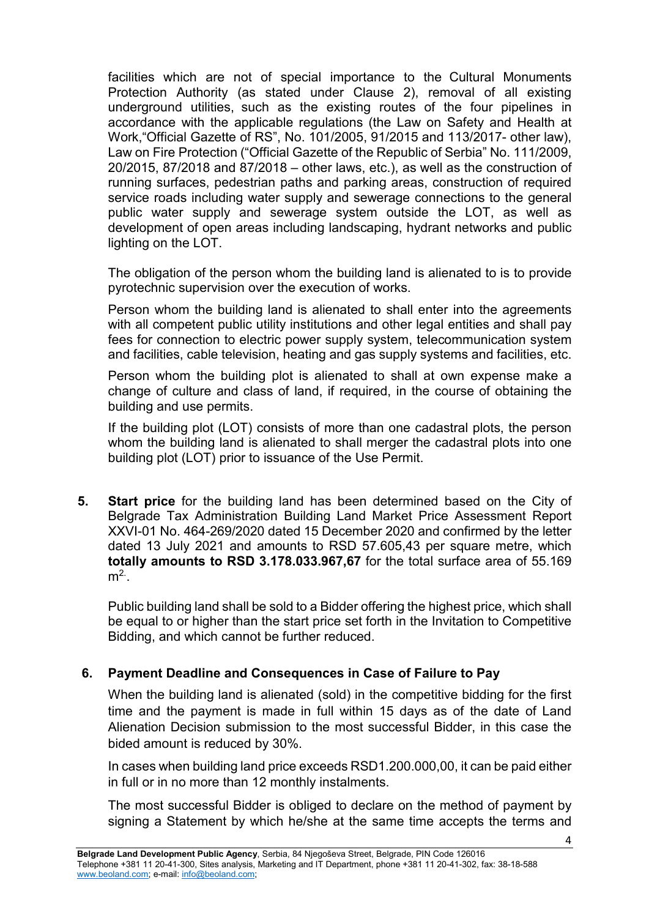facilities which are not of special importance to the Cultural Monuments Protection Authority (as stated under Clause 2), removal of all existing underground utilities, such as the existing routes of the four pipelines in accordance with the applicable regulations (the Law on Safety and Health at Work,"Official Gazette of RS", No. 101/2005, 91/2015 and 113/2017- other law), Law on Fire Protection ("Official Gazette of the Republic of Serbia" No. 111/2009, 20/2015, 87/2018 and 87/2018 – other laws, etc.), as well as the construction of running surfaces, pedestrian paths and parking areas, construction of required service roads including water supply and sewerage connections to the general public water supply and sewerage system outside the LOT, as well as development of open areas including landscaping, hydrant networks and public lighting on the LOT.

The obligation of the person whom the building land is alienated to is to provide pyrotechnic supervision over the execution of works.

Person whom the building land is alienated to shall enter into the agreements with all competent public utility institutions and other legal entities and shall pay fees for connection to electric power supply system, telecommunication system and facilities, cable television, heating and gas supply systems and facilities, etc.

Person whom the building plot is alienated to shall at own expense make a change of culture and class of land, if required, in the course of obtaining the building and use permits.

If the building plot (LOT) consists of more than one cadastral plots, the person whom the building land is alienated to shall merger the cadastral plots into one building plot (LOT) prior to issuance of the Use Permit.

5. **Start price** for the building land has been determined based on the City of Belgrade Tax Administration Building Land Market Price Assessment Report XXVI-01 No. 464-269/2020 dated 15 December 2020 and confirmed by the letter dated 13 July 2021 and amounts to RSD 57.605,43 per square metre, which **totally amounts to RSD 3.178.033.967,67** for the total surface area of 55.169 m$^{2.}$.

   Public building land shall be sold to a Bidder offering the highest price, which shall be equal to or higher than the start price set forth in the Invitation to Competitive Bidding, and which cannot be further reduced.

6. **Payment Deadline and Consequences in Case of Failure to Pay**

   When the building land is alienated (sold) in the competitive bidding for the first time and the payment is made in full within 15 days as of the date of Land Alienation Decision submission to the most successful Bidder, in this case the bided amount is reduced by 30%.

   In cases when building land price exceeds RSD1.200.000,00, it can be paid either in full or in no more than 12 monthly instalments.

   The most successful Bidder is obliged to declare on the method of payment by signing a Statement by which he/she at the same time accepts the terms and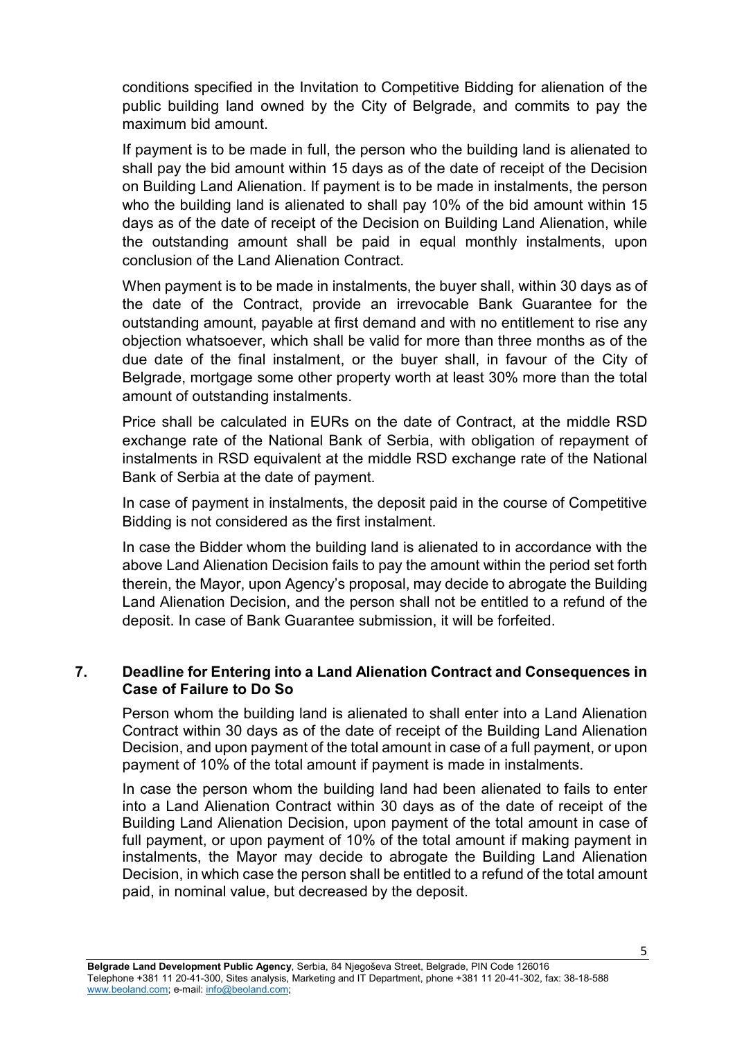conditions specified in the Invitation to Competitive Bidding for alienation of the public building land owned by the City of Belgrade, and commits to pay the maximum bid amount.

If payment is to be made in full, the person who the building land is alienated to shall pay the bid amount within 15 days as of the date of receipt of the Decision on Building Land Alienation. If payment is to be made in instalments, the person who the building land is alienated to shall pay 10% of the bid amount within 15 days as of the date of receipt of the Decision on Building Land Alienation, while the outstanding amount shall be paid in equal monthly instalments, upon conclusion of the Land Alienation Contract.

When payment is to be made in instalments, the buyer shall, within 30 days as of the date of the Contract, provide an irrevocable Bank Guarantee for the outstanding amount, payable at first demand and with no entitlement to rise any objection whatsoever, which shall be valid for more than three months as of the due date of the final instalment, or the buyer shall, in favour of the City of Belgrade, mortgage some other property worth at least 30% more than the total amount of outstanding instalments.

Price shall be calculated in EURs on the date of Contract, at the middle RSD exchange rate of the National Bank of Serbia, with obligation of repayment of instalments in RSD equivalent at the middle RSD exchange rate of the National Bank of Serbia at the date of payment.

In case of payment in instalments, the deposit paid in the course of Competitive Bidding is not considered as the first instalment.

In case the Bidder whom the building land is alienated to in accordance with the above Land Alienation Decision fails to pay the amount within the period set forth therein, the Mayor, upon Agency's proposal, may decide to abrogate the Building Land Alienation Decision, and the person shall not be entitled to a refund of the deposit. In case of Bank Guarantee submission, it will be forfeited.

## 7. Deadline for Entering into a Land Alienation Contract and Consequences in Case of Failure to Do So

Person whom the building land is alienated to shall enter into a Land Alienation Contract within 30 days as of the date of receipt of the Building Land Alienation Decision, and upon payment of the total amount in case of a full payment, or upon payment of 10% of the total amount if payment is made in instalments.

In case the person whom the building land had been alienated to fails to enter into a Land Alienation Contract within 30 days as of the date of receipt of the Building Land Alienation Decision, upon payment of the total amount in case of full payment, or upon payment of 10% of the total amount if making payment in instalments, the Mayor may decide to abrogate the Building Land Alienation Decision, in which case the person shall be entitled to a refund of the total amount paid, in nominal value, but decreased by the deposit.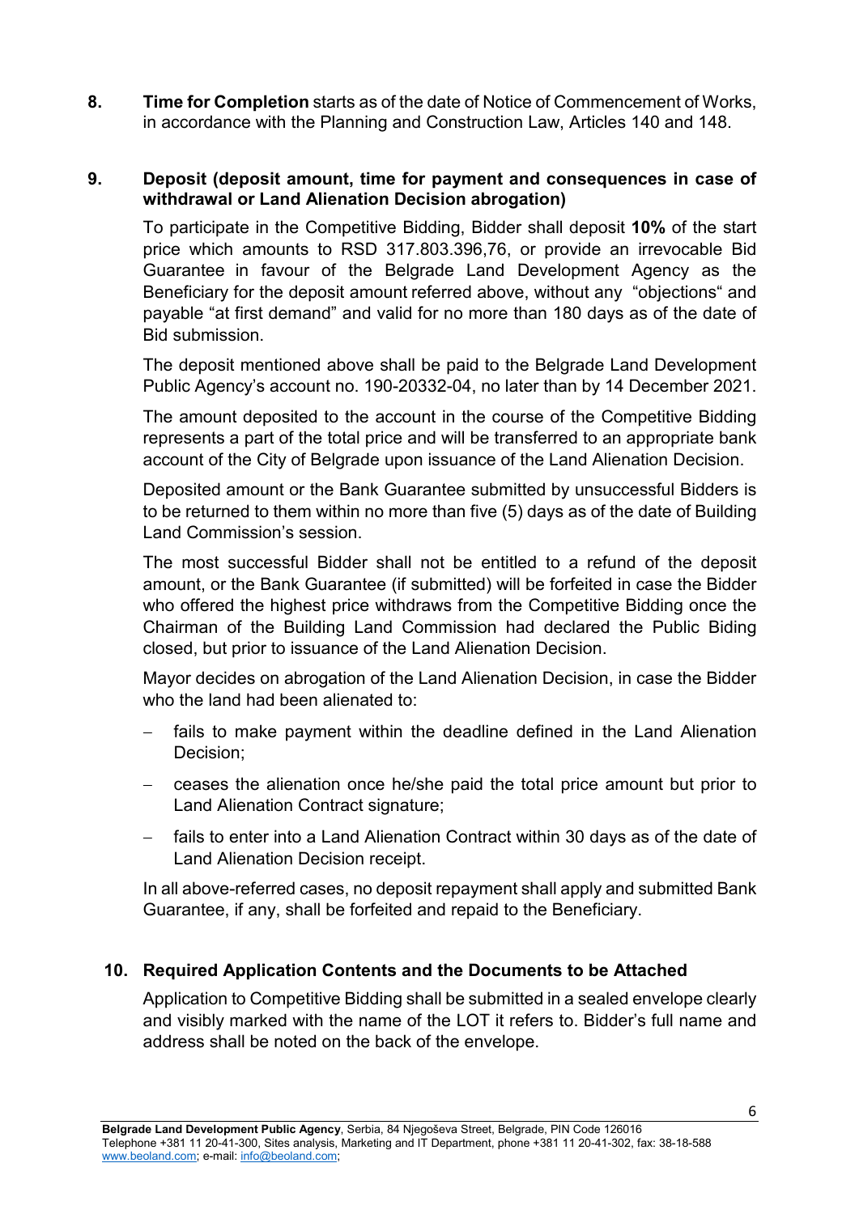**8.** **Time for Completion** starts as of the date of Notice of Commencement of Works, in accordance with the Planning and Construction Law, Articles 140 and 148.

**9.** **Deposit (deposit amount, time for payment and consequences in case of withdrawal or Land Alienation Decision abrogation)**

To participate in the Competitive Bidding, Bidder shall deposit **10%** of the start price which amounts to RSD 317.803.396,76, or provide an irrevocable Bid Guarantee in favour of the Belgrade Land Development Agency as the Beneficiary for the deposit amount referred above, without any "objections" and payable "at first demand" and valid for no more than 180 days as of the date of Bid submission.

The deposit mentioned above shall be paid to the Belgrade Land Development Public Agency's account no. 190-20332-04, no later than by 14 December 2021.

The amount deposited to the account in the course of the Competitive Bidding represents a part of the total price and will be transferred to an appropriate bank account of the City of Belgrade upon issuance of the Land Alienation Decision.

Deposited amount or the Bank Guarantee submitted by unsuccessful Bidders is to be returned to them within no more than five (5) days as of the date of Building Land Commission's session.

The most successful Bidder shall not be entitled to a refund of the deposit amount, or the Bank Guarantee (if submitted) will be forfeited in case the Bidder who offered the highest price withdraws from the Competitive Bidding once the Chairman of the Building Land Commission had declared the Public Biding closed, but prior to issuance of the Land Alienation Decision.

Mayor decides on abrogation of the Land Alienation Decision, in case the Bidder who the land had been alienated to:

- fails to make payment within the deadline defined in the Land Alienation Decision;
- ceases the alienation once he/she paid the total price amount but prior to Land Alienation Contract signature;
- fails to enter into a Land Alienation Contract within 30 days as of the date of Land Alienation Decision receipt.

In all above-referred cases, no deposit repayment shall apply and submitted Bank Guarantee, if any, shall be forfeited and repaid to the Beneficiary.

**10. Required Application Contents and the Documents to be Attached**

Application to Competitive Bidding shall be submitted in a sealed envelope clearly and visibly marked with the name of the LOT it refers to. Bidder's full name and address shall be noted on the back of the envelope.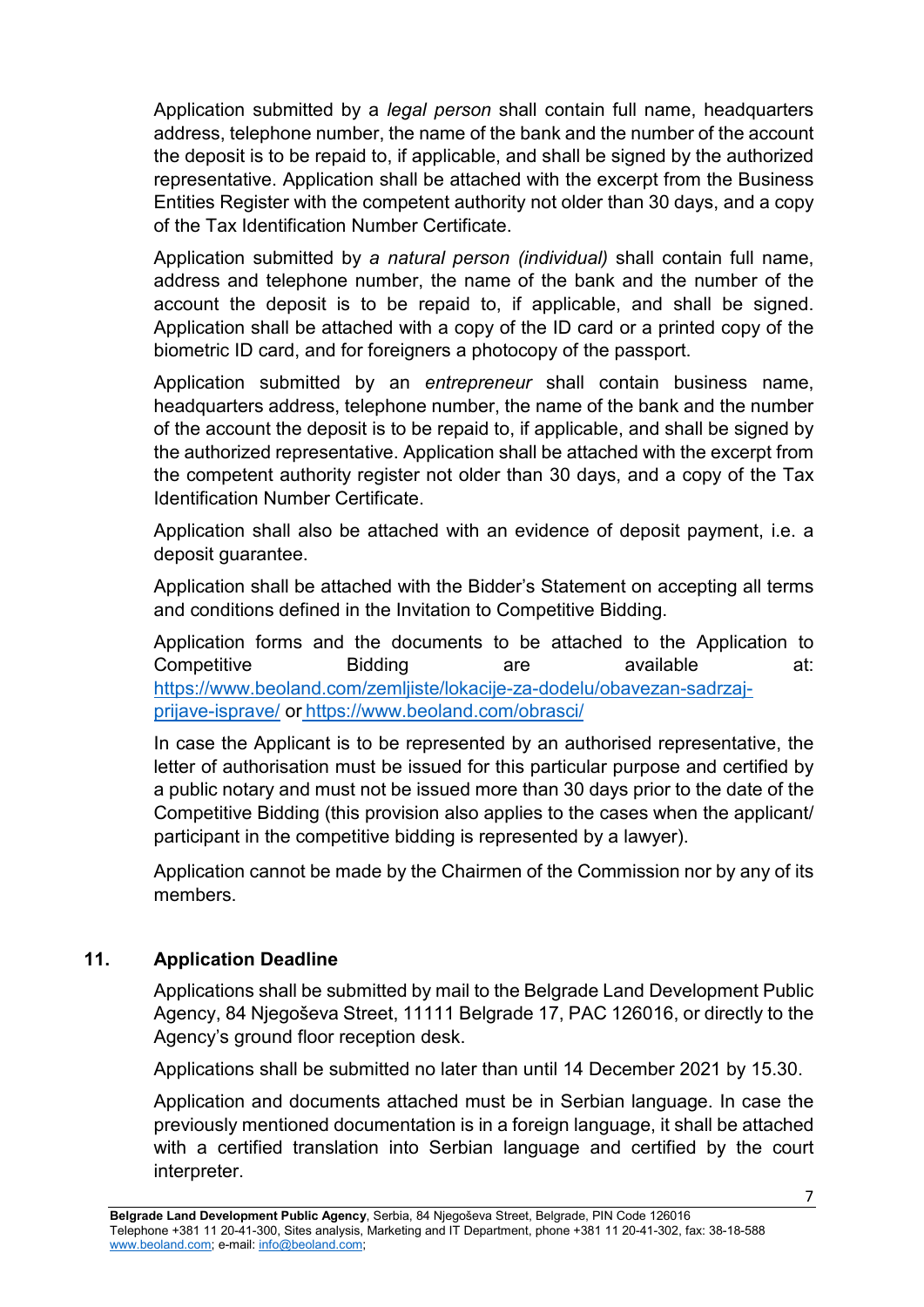Application submitted by a *legal person* shall contain full name, headquarters address, telephone number, the name of the bank and the number of the account the deposit is to be repaid to, if applicable, and shall be signed by the authorized representative. Application shall be attached with the excerpt from the Business Entities Register with the competent authority not older than 30 days, and a copy of the Tax Identification Number Certificate.

Application submitted by *a natural person (individual)* shall contain full name, address and telephone number, the name of the bank and the number of the account the deposit is to be repaid to, if applicable, and shall be signed. Application shall be attached with a copy of the ID card or a printed copy of the biometric ID card, and for foreigners a photocopy of the passport.

Application submitted by an *entrepreneur* shall contain business name, headquarters address, telephone number, the name of the bank and the number of the account the deposit is to be repaid to, if applicable, and shall be signed by the authorized representative. Application shall be attached with the excerpt from the competent authority register not older than 30 days, and a copy of the Tax Identification Number Certificate.

Application shall also be attached with an evidence of deposit payment, i.e. a deposit guarantee.

Application shall be attached with the Bidder's Statement on accepting all terms and conditions defined in the Invitation to Competitive Bidding.

Application forms and the documents to be attached to the Application to Competitive Bidding are available at: [https://www.beoland.com/zemljiste/lokacije-za-dodelu/obavezan-sadrzaj-prijave-isprave/](https://www.beoland.com/zemljiste/lokacije-za-dodelu/obavezan-sadrzaj-prijave-isprave/) or [https://www.beoland.com/obrasci/](https://www.beoland.com/obrasci/)

In case the Applicant is to be represented by an authorised representative, the letter of authorisation must be issued for this particular purpose and certified by a public notary and must not be issued more than 30 days prior to the date of the Competitive Bidding (this provision also applies to the cases when the applicant/ participant in the competitive bidding is represented by a lawyer).

Application cannot be made by the Chairmen of the Commission nor by any of its members.

## 11. Application Deadline

Applications shall be submitted by mail to the Belgrade Land Development Public Agency, 84 Njegoševa Street, 11111 Belgrade 17, PAC 126016, or directly to the Agency's ground floor reception desk.

Applications shall be submitted no later than until 14 December 2021 by 15.30.

Application and documents attached must be in Serbian language. In case the previously mentioned documentation is in a foreign language, it shall be attached with a certified translation into Serbian language and certified by the court interpreter.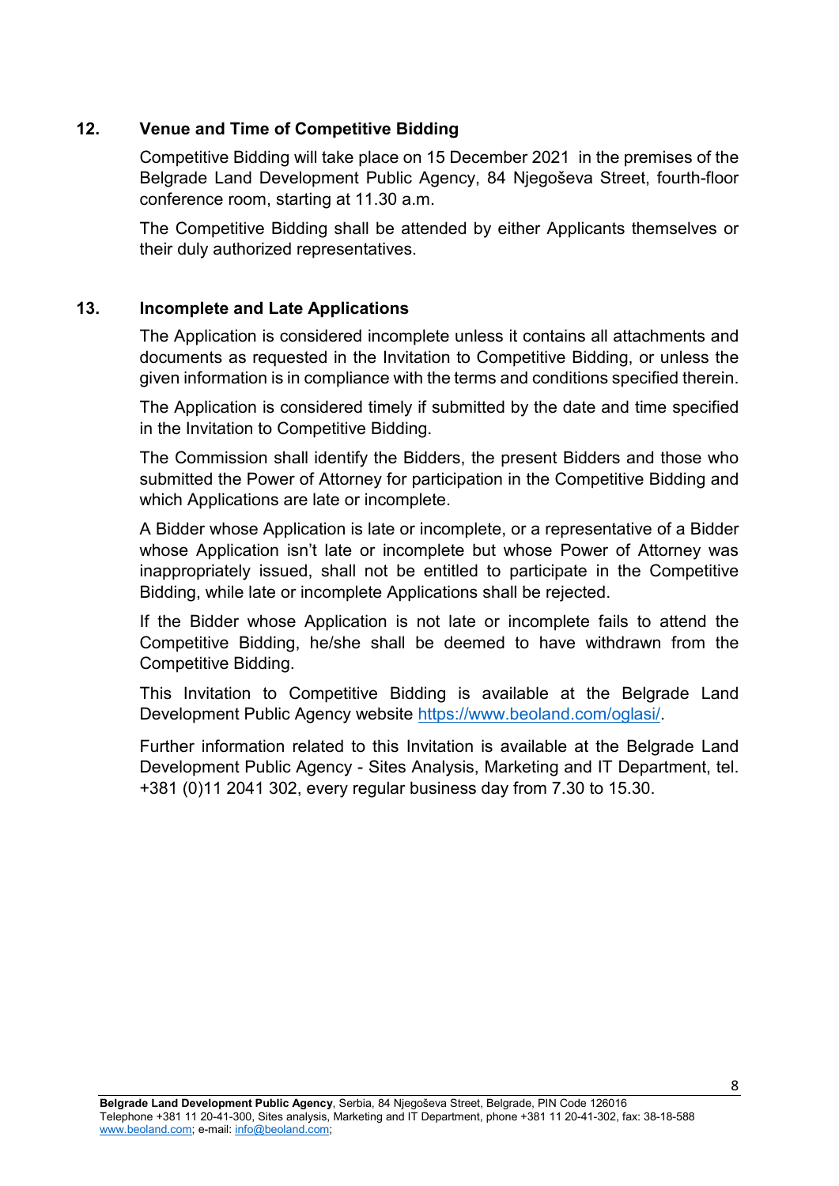## 12. Venue and Time of Competitive Bidding

Competitive Bidding will take place on 15 December 2021 in the premises of the Belgrade Land Development Public Agency, 84 Njegoševa Street, fourth-floor conference room, starting at 11.30 a.m.

The Competitive Bidding shall be attended by either Applicants themselves or their duly authorized representatives.

## 13. Incomplete and Late Applications

The Application is considered incomplete unless it contains all attachments and documents as requested in the Invitation to Competitive Bidding, or unless the given information is in compliance with the terms and conditions specified therein.

The Application is considered timely if submitted by the date and time specified in the Invitation to Competitive Bidding.

The Commission shall identify the Bidders, the present Bidders and those who submitted the Power of Attorney for participation in the Competitive Bidding and which Applications are late or incomplete.

A Bidder whose Application is late or incomplete, or a representative of a Bidder whose Application isn't late or incomplete but whose Power of Attorney was inappropriately issued, shall not be entitled to participate in the Competitive Bidding, while late or incomplete Applications shall be rejected.

If the Bidder whose Application is not late or incomplete fails to attend the Competitive Bidding, he/she shall be deemed to have withdrawn from the Competitive Bidding.

This Invitation to Competitive Bidding is available at the Belgrade Land Development Public Agency website https://www.beoland.com/oglasi/.

Further information related to this Invitation is available at the Belgrade Land Development Public Agency - Sites Analysis, Marketing and IT Department, tel. +381 (0)11 2041 302, every regular business day from 7.30 to 15.30.